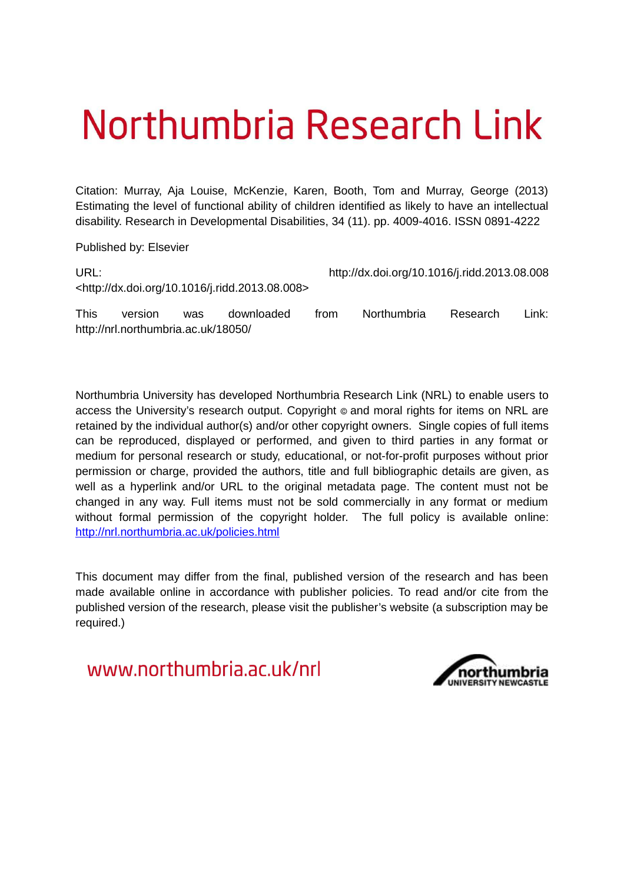# Northumbria Research Link

Citation: Murray, Aja Louise, McKenzie, Karen, Booth, Tom and Murray, George (2013) Estimating the level of functional ability of children identified as likely to have an intellectual disability. Research in Developmental Disabilities, 34 (11). pp. 4009-4016. ISSN 0891-4222

Published by: Elsevier

URL: http://dx.doi.org/10.1016/j.ridd.2013.08.008 <http://dx.doi.org/10.1016/j.ridd.2013.08.008>

This version was downloaded from Northumbria Research Link: http://nrl.northumbria.ac.uk/18050/

Northumbria University has developed Northumbria Research Link (NRL) to enable users to access the University's research output. Copyright © and moral rights for items on NRL are retained by the individual author(s) and/or other copyright owners. Single copies of full items can be reproduced, displayed or performed, and given to third parties in any format or medium for personal research or study, educational, or not-for-profit purposes without prior permission or charge, provided the authors, title and full bibliographic details are given, as well as a hyperlink and/or URL to the original metadata page. The content must not be changed in any way. Full items must not be sold commercially in any format or medium without formal permission of the copyright holder. The full policy is available online: [http://nrl.northumbria.ac.uk/policies.html](http://nrl.northumbria.ac.uk/policies.html)

This document may differ from the final, published version of the research and has been made available online in accordance with publisher policies. To read and/or cite from the published version of the research, please visit the publisher's website (a subscription may be required.)

www.northumbria.ac.uk/nrl

northumbria UNIVERSITY NEWCASTLE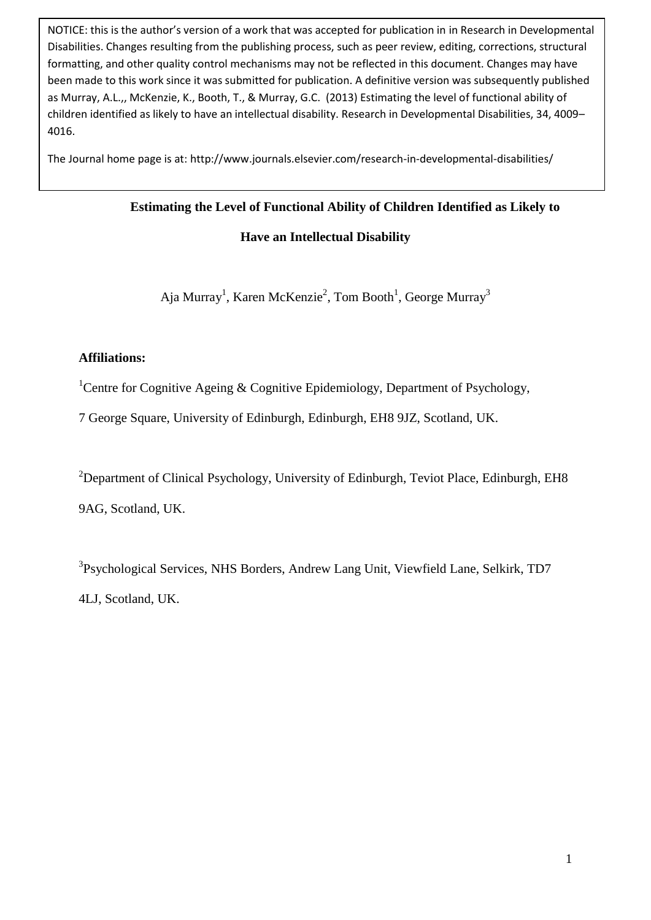NOTICE: this is the author's version of a work that was accepted for publication in in Research in Developmental Disabilities. Changes resulting from the publishing process, such as peer review, editing, corrections, structural formatting, and other quality control mechanisms may not be reflected in this document. Changes may have been made to this work since it was submitted for publication. A definitive version was subsequently published as Murray, A.L.,, McKenzie, K., Booth, T., & Murray, G.C. (2013) Estimating the level of functional ability of children identified as likely to have an intellectual disability. Research in Developmental Disabilities, 34, 4009–4016.

The Journal home page is at: http://www.journals.elsevier.com/research-in-developmental-disabilities/

# Estimating the Level of Functional Ability of Children Identified as Likely to Have an Intellectual Disability

Aja Murray[1], Karen McKenzie[2], Tom Booth[1], George Murray[3]

**Affiliations:**

[1]Centre for Cognitive Ageing & Cognitive Epidemiology, Department of Psychology, 7 George Square, University of Edinburgh, Edinburgh, EH8 9JZ, Scotland, UK.

[2]Department of Clinical Psychology, University of Edinburgh, Teviot Place, Edinburgh, EH8 9AG, Scotland, UK.

[3]Psychological Services, NHS Borders, Andrew Lang Unit, Viewfield Lane, Selkirk, TD7 4LJ, Scotland, UK.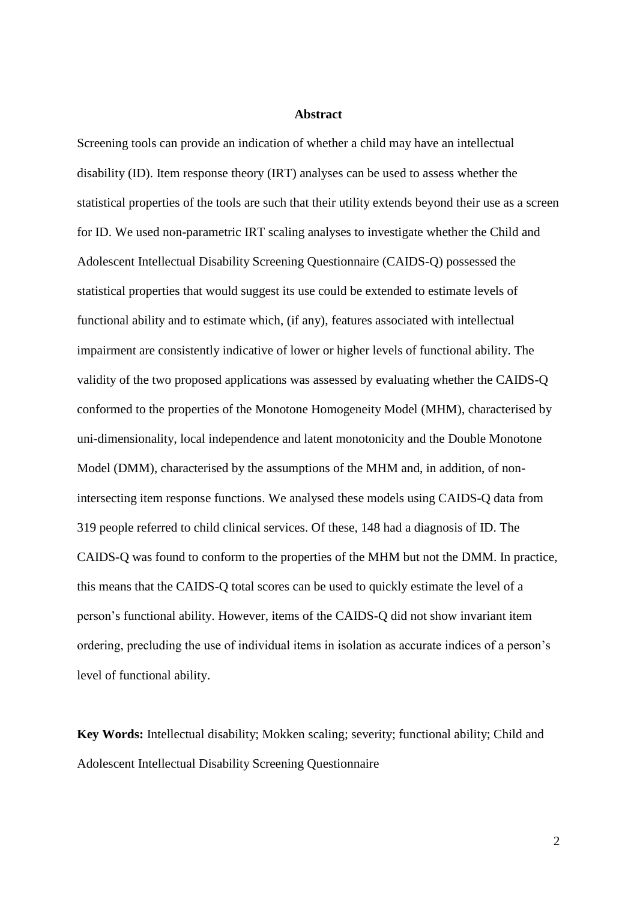## Abstract

Screening tools can provide an indication of whether a child may have an intellectual disability (ID). Item response theory (IRT) analyses can be used to assess whether the statistical properties of the tools are such that their utility extends beyond their use as a screen for ID. We used non-parametric IRT scaling analyses to investigate whether the Child and Adolescent Intellectual Disability Screening Questionnaire (CAIDS-Q) possessed the statistical properties that would suggest its use could be extended to estimate levels of functional ability and to estimate which, (if any), features associated with intellectual impairment are consistently indicative of lower or higher levels of functional ability. The validity of the two proposed applications was assessed by evaluating whether the CAIDS-Q conformed to the properties of the Monotone Homogeneity Model (MHM), characterised by uni-dimensionality, local independence and latent monotonicity and the Double Monotone Model (DMM), characterised by the assumptions of the MHM and, in addition, of non-intersecting item response functions. We analysed these models using CAIDS-Q data from 319 people referred to child clinical services. Of these, 148 had a diagnosis of ID. The CAIDS-Q was found to conform to the properties of the MHM but not the DMM. In practice, this means that the CAIDS-Q total scores can be used to quickly estimate the level of a person's functional ability. However, items of the CAIDS-Q did not show invariant item ordering, precluding the use of individual items in isolation as accurate indices of a person's level of functional ability.

**Key Words:** Intellectual disability; Mokken scaling; severity; functional ability; Child and Adolescent Intellectual Disability Screening Questionnaire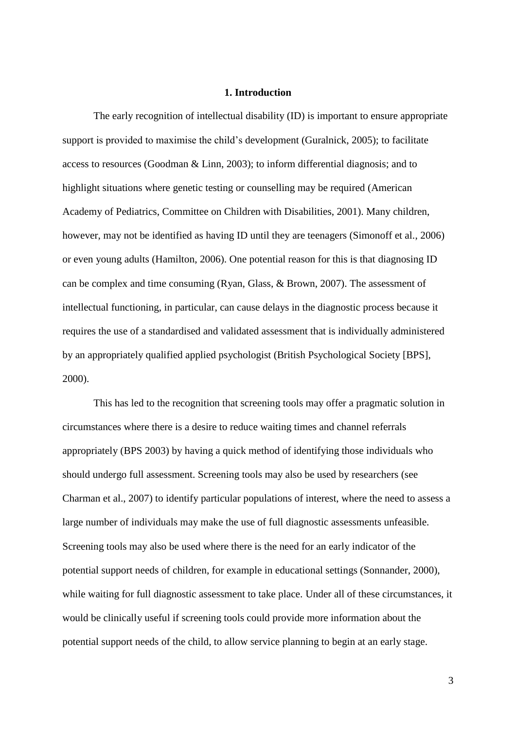## 1. Introduction

The early recognition of intellectual disability (ID) is important to ensure appropriate support is provided to maximise the child's development (Guralnick, 2005); to facilitate access to resources (Goodman & Linn, 2003); to inform differential diagnosis; and to highlight situations where genetic testing or counselling may be required (American Academy of Pediatrics, Committee on Children with Disabilities, 2001). Many children, however, may not be identified as having ID until they are teenagers (Simonoff et al., 2006) or even young adults (Hamilton, 2006). One potential reason for this is that diagnosing ID can be complex and time consuming (Ryan, Glass, & Brown, 2007). The assessment of intellectual functioning, in particular, can cause delays in the diagnostic process because it requires the use of a standardised and validated assessment that is individually administered by an appropriately qualified applied psychologist (British Psychological Society [BPS], 2000).

This has led to the recognition that screening tools may offer a pragmatic solution in circumstances where there is a desire to reduce waiting times and channel referrals appropriately (BPS 2003) by having a quick method of identifying those individuals who should undergo full assessment. Screening tools may also be used by researchers (see Charman et al., 2007) to identify particular populations of interest, where the need to assess a large number of individuals may make the use of full diagnostic assessments unfeasible. Screening tools may also be used where there is the need for an early indicator of the potential support needs of children, for example in educational settings (Sonnander, 2000), while waiting for full diagnostic assessment to take place. Under all of these circumstances, it would be clinically useful if screening tools could provide more information about the potential support needs of the child, to allow service planning to begin at an early stage.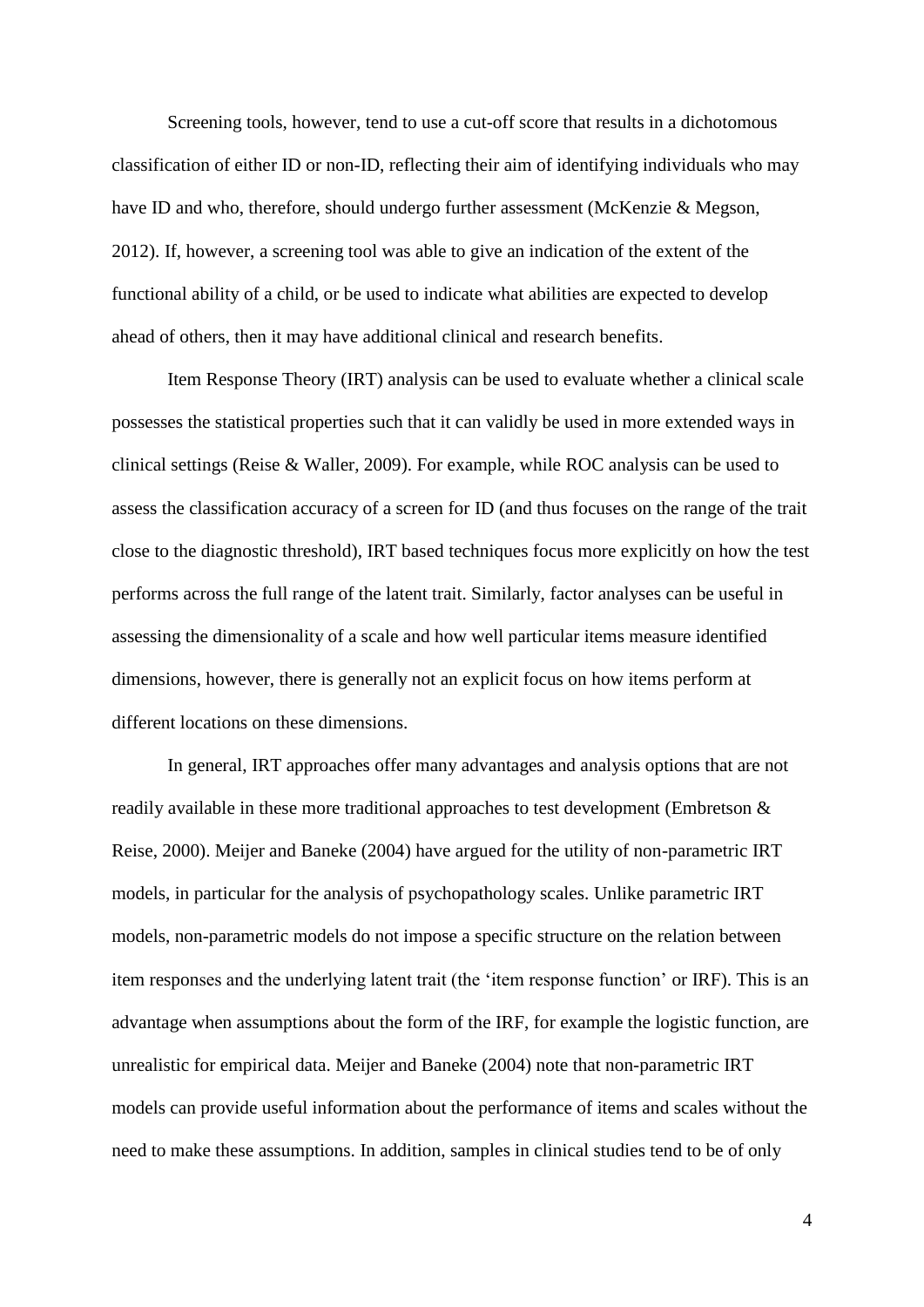Screening tools, however, tend to use a cut-off score that results in a dichotomous classification of either ID or non-ID, reflecting their aim of identifying individuals who may have ID and who, therefore, should undergo further assessment (McKenzie & Megson, 2012). If, however, a screening tool was able to give an indication of the extent of the functional ability of a child, or be used to indicate what abilities are expected to develop ahead of others, then it may have additional clinical and research benefits.

Item Response Theory (IRT) analysis can be used to evaluate whether a clinical scale possesses the statistical properties such that it can validly be used in more extended ways in clinical settings (Reise & Waller, 2009). For example, while ROC analysis can be used to assess the classification accuracy of a screen for ID (and thus focuses on the range of the trait close to the diagnostic threshold), IRT based techniques focus more explicitly on how the test performs across the full range of the latent trait. Similarly, factor analyses can be useful in assessing the dimensionality of a scale and how well particular items measure identified dimensions, however, there is generally not an explicit focus on how items perform at different locations on these dimensions.

In general, IRT approaches offer many advantages and analysis options that are not readily available in these more traditional approaches to test development (Embretson & Reise, 2000). Meijer and Baneke (2004) have argued for the utility of non-parametric IRT models, in particular for the analysis of psychopathology scales. Unlike parametric IRT models, non-parametric models do not impose a specific structure on the relation between item responses and the underlying latent trait (the 'item response function' or IRF). This is an advantage when assumptions about the form of the IRF, for example the logistic function, are unrealistic for empirical data. Meijer and Baneke (2004) note that non-parametric IRT models can provide useful information about the performance of items and scales without the need to make these assumptions. In addition, samples in clinical studies tend to be of only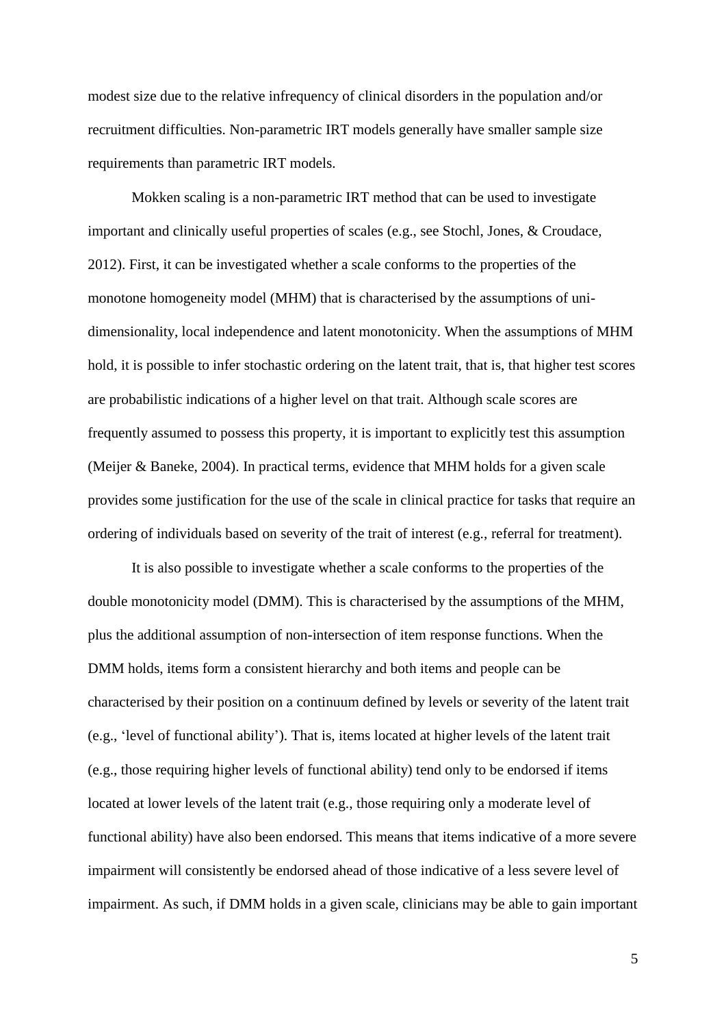modest size due to the relative infrequency of clinical disorders in the population and/or recruitment difficulties. Non-parametric IRT models generally have smaller sample size requirements than parametric IRT models.

Mokken scaling is a non-parametric IRT method that can be used to investigate important and clinically useful properties of scales (e.g., see Stochl, Jones, & Croudace, 2012). First, it can be investigated whether a scale conforms to the properties of the monotone homogeneity model (MHM) that is characterised by the assumptions of uni-dimensionality, local independence and latent monotonicity. When the assumptions of MHM hold, it is possible to infer stochastic ordering on the latent trait, that is, that higher test scores are probabilistic indications of a higher level on that trait. Although scale scores are frequently assumed to possess this property, it is important to explicitly test this assumption (Meijer & Baneke, 2004). In practical terms, evidence that MHM holds for a given scale provides some justification for the use of the scale in clinical practice for tasks that require an ordering of individuals based on severity of the trait of interest (e.g., referral for treatment).

It is also possible to investigate whether a scale conforms to the properties of the double monotonicity model (DMM). This is characterised by the assumptions of the MHM, plus the additional assumption of non-intersection of item response functions. When the DMM holds, items form a consistent hierarchy and both items and people can be characterised by their position on a continuum defined by levels or severity of the latent trait (e.g., 'level of functional ability'). That is, items located at higher levels of the latent trait (e.g., those requiring higher levels of functional ability) tend only to be endorsed if items located at lower levels of the latent trait (e.g., those requiring only a moderate level of functional ability) have also been endorsed. This means that items indicative of a more severe impairment will consistently be endorsed ahead of those indicative of a less severe level of impairment. As such, if DMM holds in a given scale, clinicians may be able to gain important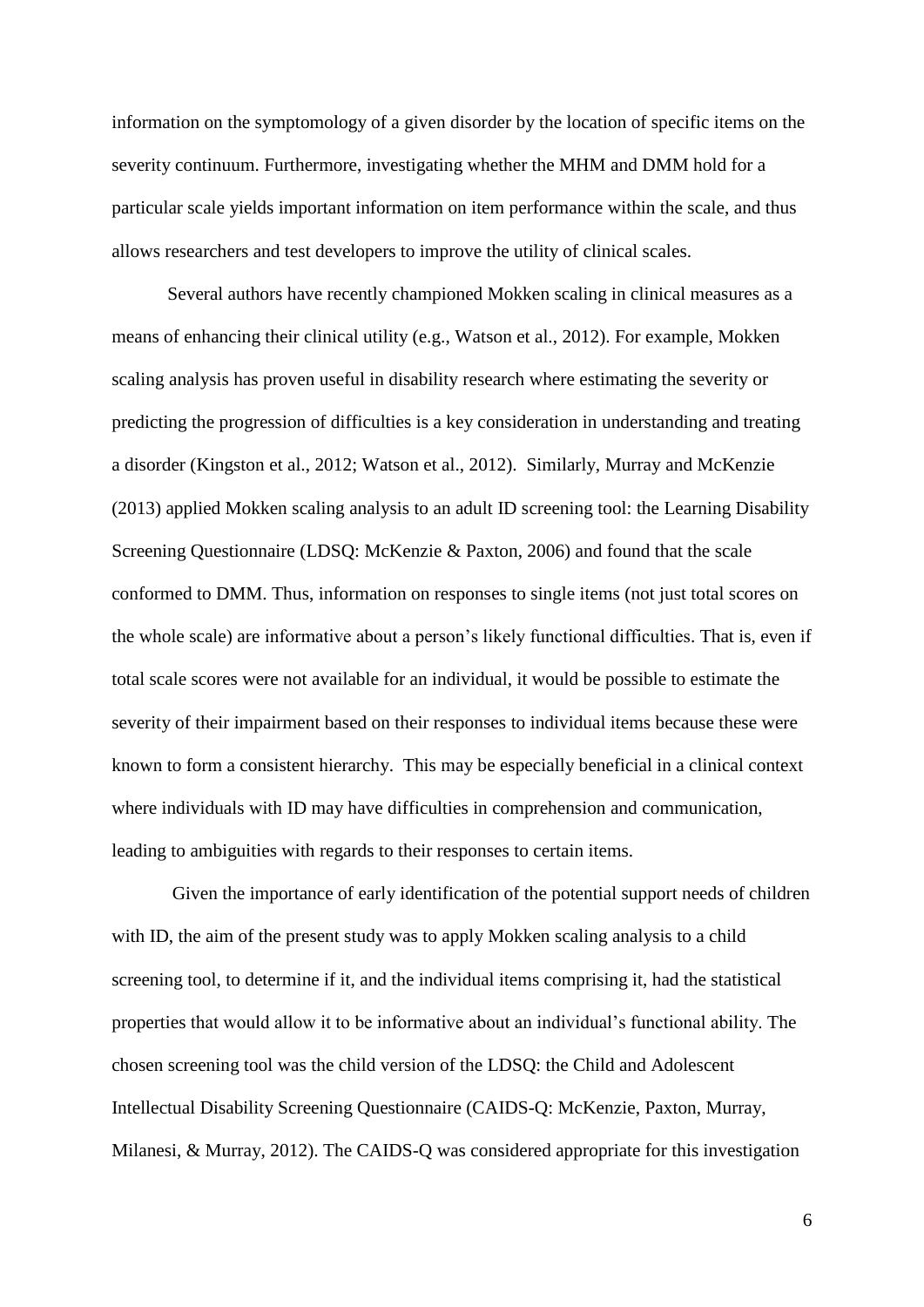information on the symptomology of a given disorder by the location of specific items on the severity continuum. Furthermore, investigating whether the MHM and DMM hold for a particular scale yields important information on item performance within the scale, and thus allows researchers and test developers to improve the utility of clinical scales.

Several authors have recently championed Mokken scaling in clinical measures as a means of enhancing their clinical utility (e.g., Watson et al., 2012). For example, Mokken scaling analysis has proven useful in disability research where estimating the severity or predicting the progression of difficulties is a key consideration in understanding and treating a disorder (Kingston et al., 2012; Watson et al., 2012). Similarly, Murray and McKenzie (2013) applied Mokken scaling analysis to an adult ID screening tool: the Learning Disability Screening Questionnaire (LDSQ: McKenzie & Paxton, 2006) and found that the scale conformed to DMM. Thus, information on responses to single items (not just total scores on the whole scale) are informative about a person's likely functional difficulties. That is, even if total scale scores were not available for an individual, it would be possible to estimate the severity of their impairment based on their responses to individual items because these were known to form a consistent hierarchy. This may be especially beneficial in a clinical context where individuals with ID may have difficulties in comprehension and communication, leading to ambiguities with regards to their responses to certain items.

Given the importance of early identification of the potential support needs of children with ID, the aim of the present study was to apply Mokken scaling analysis to a child screening tool, to determine if it, and the individual items comprising it, had the statistical properties that would allow it to be informative about an individual's functional ability. The chosen screening tool was the child version of the LDSQ: the Child and Adolescent Intellectual Disability Screening Questionnaire (CAIDS-Q: McKenzie, Paxton, Murray, Milanesi, & Murray, 2012). The CAIDS-Q was considered appropriate for this investigation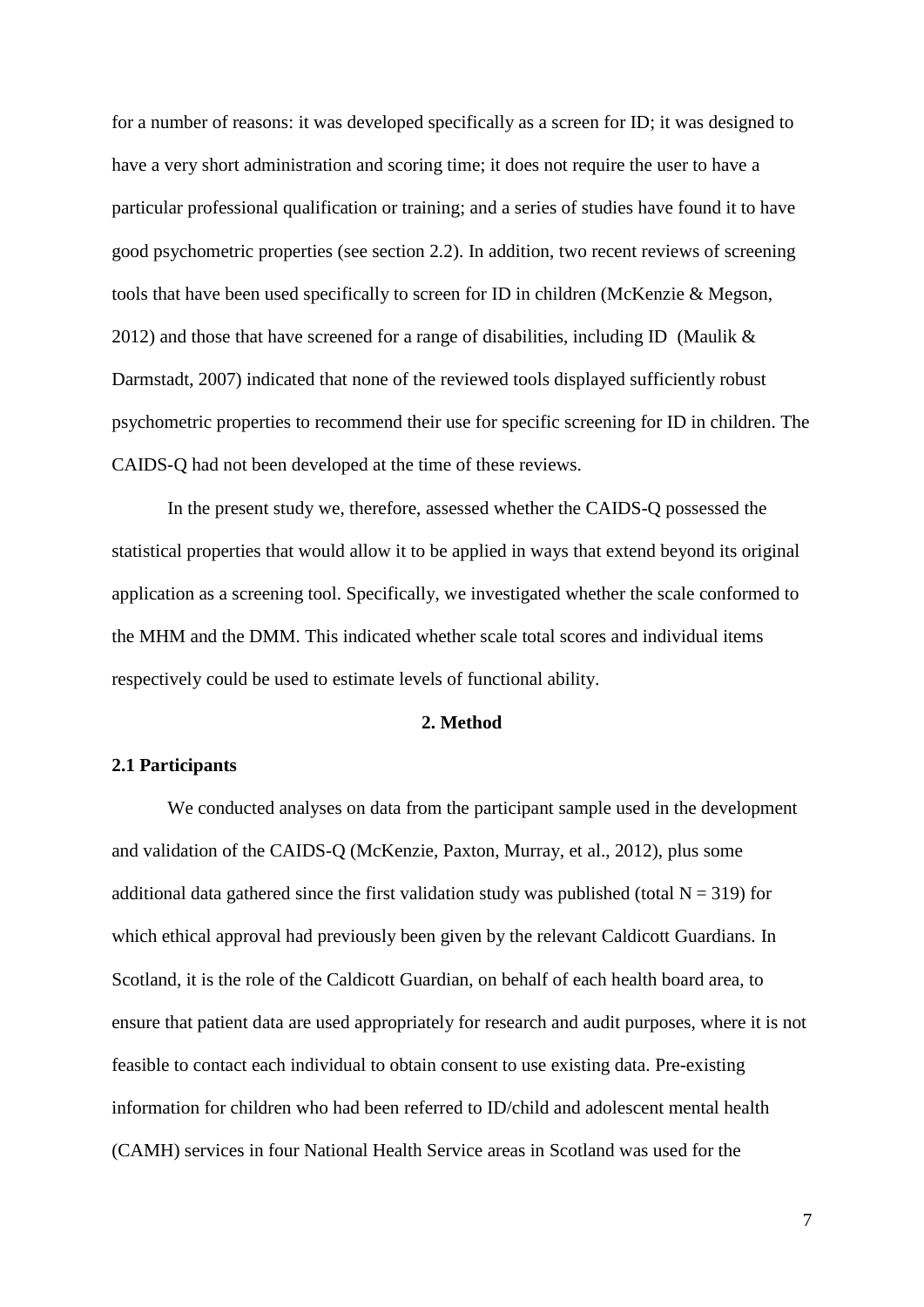for a number of reasons: it was developed specifically as a screen for ID; it was designed to have a very short administration and scoring time; it does not require the user to have a particular professional qualification or training; and a series of studies have found it to have good psychometric properties (see section 2.2). In addition, two recent reviews of screening tools that have been used specifically to screen for ID in children (McKenzie & Megson, 2012) and those that have screened for a range of disabilities, including ID (Maulik & Darmstadt, 2007) indicated that none of the reviewed tools displayed sufficiently robust psychometric properties to recommend their use for specific screening for ID in children. The CAIDS-Q had not been developed at the time of these reviews.

In the present study we, therefore, assessed whether the CAIDS-Q possessed the statistical properties that would allow it to be applied in ways that extend beyond its original application as a screening tool. Specifically, we investigated whether the scale conformed to the MHM and the DMM. This indicated whether scale total scores and individual items respectively could be used to estimate levels of functional ability.

## 2. Method

### 2.1 Participants

We conducted analyses on data from the participant sample used in the development and validation of the CAIDS-Q (McKenzie, Paxton, Murray, et al., 2012), plus some additional data gathered since the first validation study was published (total N = 319) for which ethical approval had previously been given by the relevant Caldicott Guardians. In Scotland, it is the role of the Caldicott Guardian, on behalf of each health board area, to ensure that patient data are used appropriately for research and audit purposes, where it is not feasible to contact each individual to obtain consent to use existing data. Pre-existing information for children who had been referred to ID/child and adolescent mental health (CAMH) services in four National Health Service areas in Scotland was used for the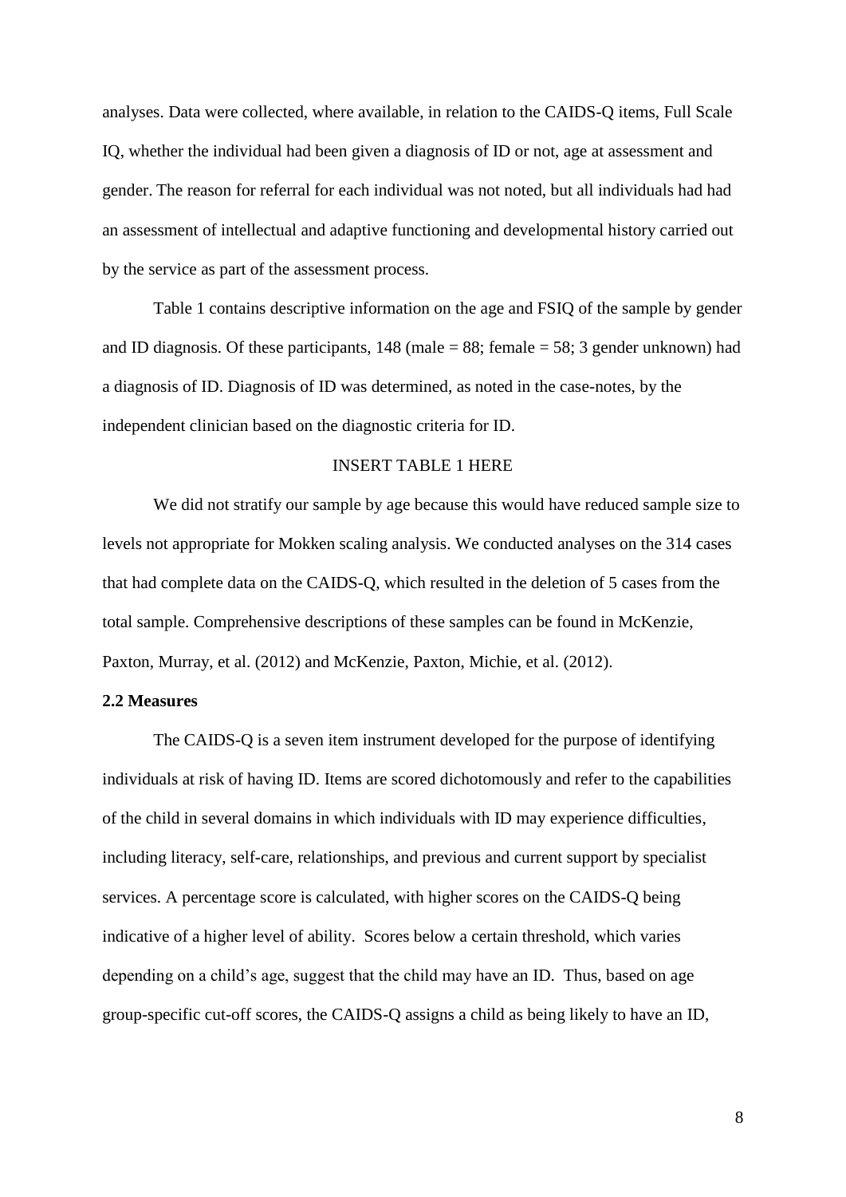analyses. Data were collected, where available, in relation to the CAIDS-Q items, Full Scale IQ, whether the individual had been given a diagnosis of ID or not, age at assessment and gender. The reason for referral for each individual was not noted, but all individuals had had an assessment of intellectual and adaptive functioning and developmental history carried out by the service as part of the assessment process.

Table 1 contains descriptive information on the age and FSIQ of the sample by gender and ID diagnosis. Of these participants, 148 (male = 88; female = 58; 3 gender unknown) had a diagnosis of ID. Diagnosis of ID was determined, as noted in the case-notes, by the independent clinician based on the diagnostic criteria for ID.

INSERT TABLE 1 HERE

We did not stratify our sample by age because this would have reduced sample size to levels not appropriate for Mokken scaling analysis. We conducted analyses on the 314 cases that had complete data on the CAIDS-Q, which resulted in the deletion of 5 cases from the total sample. Comprehensive descriptions of these samples can be found in McKenzie, Paxton, Murray, et al. (2012) and McKenzie, Paxton, Michie, et al. (2012).

**2.2 Measures**

The CAIDS-Q is a seven item instrument developed for the purpose of identifying individuals at risk of having ID. Items are scored dichotomously and refer to the capabilities of the child in several domains in which individuals with ID may experience difficulties, including literacy, self-care, relationships, and previous and current support by specialist services. A percentage score is calculated, with higher scores on the CAIDS-Q being indicative of a higher level of ability. Scores below a certain threshold, which varies depending on a child's age, suggest that the child may have an ID. Thus, based on age group-specific cut-off scores, the CAIDS-Q assigns a child as being likely to have an ID,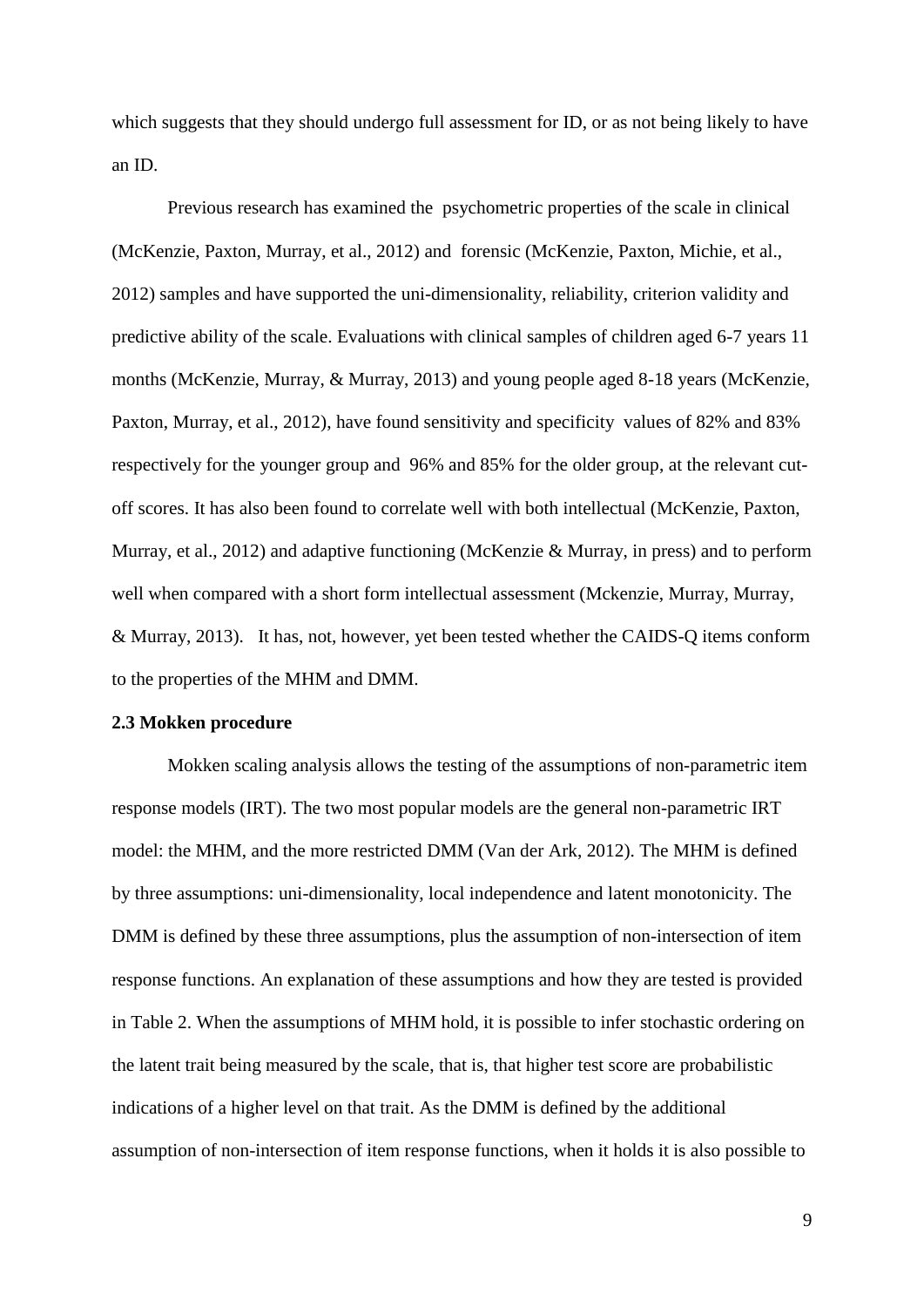which suggests that they should undergo full assessment for ID, or as not being likely to have an ID.

Previous research has examined the psychometric properties of the scale in clinical (McKenzie, Paxton, Murray, et al., 2012) and forensic (McKenzie, Paxton, Michie, et al., 2012) samples and have supported the uni-dimensionality, reliability, criterion validity and predictive ability of the scale. Evaluations with clinical samples of children aged 6-7 years 11 months (McKenzie, Murray, & Murray, 2013) and young people aged 8-18 years (McKenzie, Paxton, Murray, et al., 2012), have found sensitivity and specificity values of 82% and 83% respectively for the younger group and 96% and 85% for the older group, at the relevant cut-off scores. It has also been found to correlate well with both intellectual (McKenzie, Paxton, Murray, et al., 2012) and adaptive functioning (McKenzie & Murray, in press) and to perform well when compared with a short form intellectual assessment (Mckenzie, Murray, Murray, & Murray, 2013). It has, not, however, yet been tested whether the CAIDS-Q items conform to the properties of the MHM and DMM.

**2.3 Mokken procedure**

Mokken scaling analysis allows the testing of the assumptions of non-parametric item response models (IRT). The two most popular models are the general non-parametric IRT model: the MHM, and the more restricted DMM (Van der Ark, 2012). The MHM is defined by three assumptions: uni-dimensionality, local independence and latent monotonicity. The DMM is defined by these three assumptions, plus the assumption of non-intersection of item response functions. An explanation of these assumptions and how they are tested is provided in Table 2. When the assumptions of MHM hold, it is possible to infer stochastic ordering on the latent trait being measured by the scale, that is, that higher test score are probabilistic indications of a higher level on that trait. As the DMM is defined by the additional assumption of non-intersection of item response functions, when it holds it is also possible to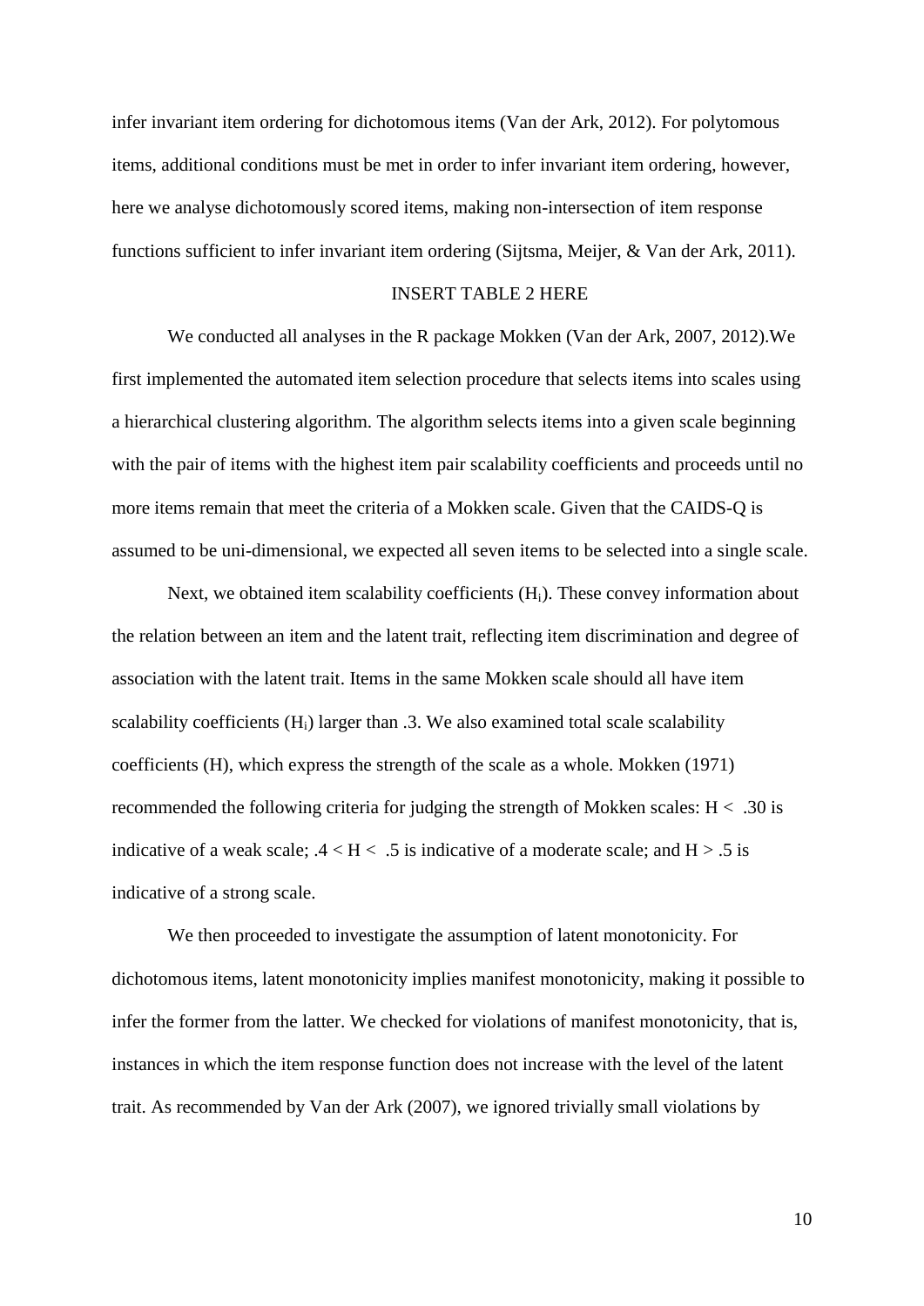infer invariant item ordering for dichotomous items (Van der Ark, 2012). For polytomous items, additional conditions must be met in order to infer invariant item ordering, however, here we analyse dichotomously scored items, making non-intersection of item response functions sufficient to infer invariant item ordering (Sijtsma, Meijer, & Van der Ark, 2011).

INSERT TABLE 2 HERE

We conducted all analyses in the R package Mokken (Van der Ark, 2007, 2012).We first implemented the automated item selection procedure that selects items into scales using a hierarchical clustering algorithm. The algorithm selects items into a given scale beginning with the pair of items with the highest item pair scalability coefficients and proceeds until no more items remain that meet the criteria of a Mokken scale. Given that the CAIDS-Q is assumed to be uni-dimensional, we expected all seven items to be selected into a single scale.

Next, we obtained item scalability coefficients ($H_i$). These convey information about the relation between an item and the latent trait, reflecting item discrimination and degree of association with the latent trait. Items in the same Mokken scale should all have item scalability coefficients ($H_i$) larger than .3. We also examined total scale scalability coefficients (H), which express the strength of the scale as a whole. Mokken (1971) recommended the following criteria for judging the strength of Mokken scales: $H < .30$ is indicative of a weak scale; $.4 < H < .5$ is indicative of a moderate scale; and $H > .5$ is indicative of a strong scale.

We then proceeded to investigate the assumption of latent monotonicity. For dichotomous items, latent monotonicity implies manifest monotonicity, making it possible to infer the former from the latter. We checked for violations of manifest monotonicity, that is, instances in which the item response function does not increase with the level of the latent trait. As recommended by Van der Ark (2007), we ignored trivially small violations by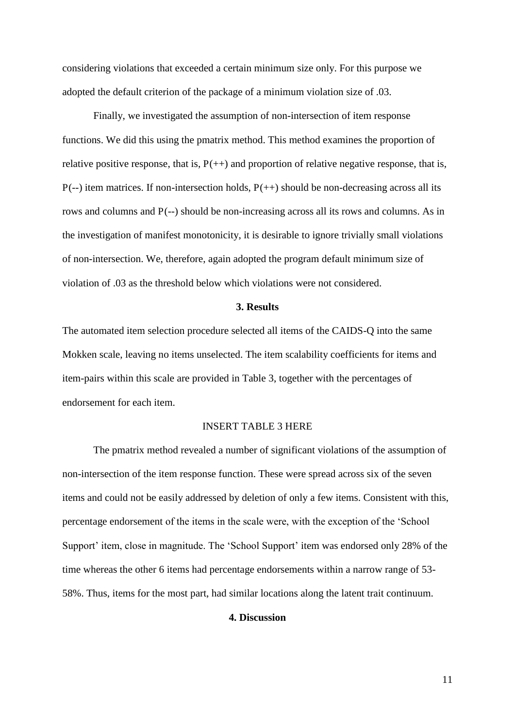considering violations that exceeded a certain minimum size only. For this purpose we adopted the default criterion of the package of a minimum violation size of .03.

Finally, we investigated the assumption of non-intersection of item response functions. We did this using the pmatrix method. This method examines the proportion of relative positive response, that is, P(++) and proportion of relative negative response, that is, P(--) item matrices. If non-intersection holds, P(++) should be non-decreasing across all its rows and columns and P(--) should be non-increasing across all its rows and columns. As in the investigation of manifest monotonicity, it is desirable to ignore trivially small violations of non-intersection. We, therefore, again adopted the program default minimum size of violation of .03 as the threshold below which violations were not considered.

## 3. Results

The automated item selection procedure selected all items of the CAIDS-Q into the same Mokken scale, leaving no items unselected. The item scalability coefficients for items and item-pairs within this scale are provided in Table 3, together with the percentages of endorsement for each item.

INSERT TABLE 3 HERE

The pmatrix method revealed a number of significant violations of the assumption of non-intersection of the item response function. These were spread across six of the seven items and could not be easily addressed by deletion of only a few items. Consistent with this, percentage endorsement of the items in the scale were, with the exception of the 'School Support' item, close in magnitude. The 'School Support' item was endorsed only 28% of the time whereas the other 6 items had percentage endorsements within a narrow range of 53-58%. Thus, items for the most part, had similar locations along the latent trait continuum.

## 4. Discussion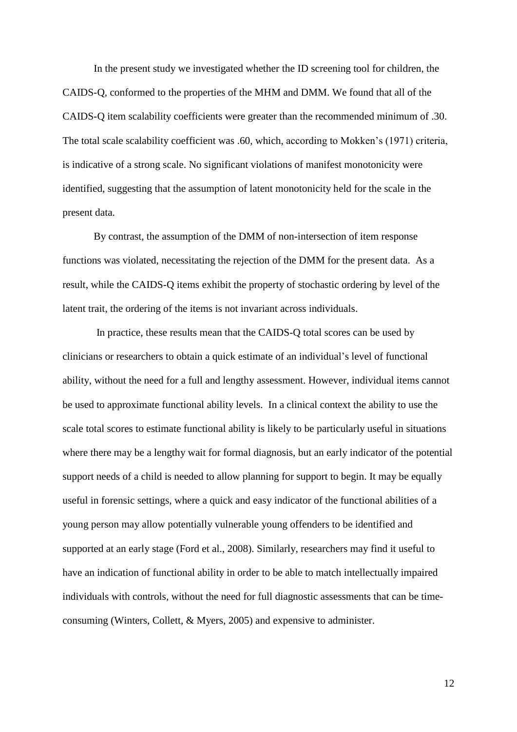In the present study we investigated whether the ID screening tool for children, the CAIDS-Q, conformed to the properties of the MHM and DMM. We found that all of the CAIDS-Q item scalability coefficients were greater than the recommended minimum of .30. The total scale scalability coefficient was .60, which, according to Mokken's (1971) criteria, is indicative of a strong scale. No significant violations of manifest monotonicity were identified, suggesting that the assumption of latent monotonicity held for the scale in the present data.

By contrast, the assumption of the DMM of non-intersection of item response functions was violated, necessitating the rejection of the DMM for the present data. As a result, while the CAIDS-Q items exhibit the property of stochastic ordering by level of the latent trait, the ordering of the items is not invariant across individuals.

In practice, these results mean that the CAIDS-Q total scores can be used by clinicians or researchers to obtain a quick estimate of an individual's level of functional ability, without the need for a full and lengthy assessment. However, individual items cannot be used to approximate functional ability levels. In a clinical context the ability to use the scale total scores to estimate functional ability is likely to be particularly useful in situations where there may be a lengthy wait for formal diagnosis, but an early indicator of the potential support needs of a child is needed to allow planning for support to begin. It may be equally useful in forensic settings, where a quick and easy indicator of the functional abilities of a young person may allow potentially vulnerable young offenders to be identified and supported at an early stage (Ford et al., 2008). Similarly, researchers may find it useful to have an indication of functional ability in order to be able to match intellectually impaired individuals with controls, without the need for full diagnostic assessments that can be time-consuming (Winters, Collett, & Myers, 2005) and expensive to administer.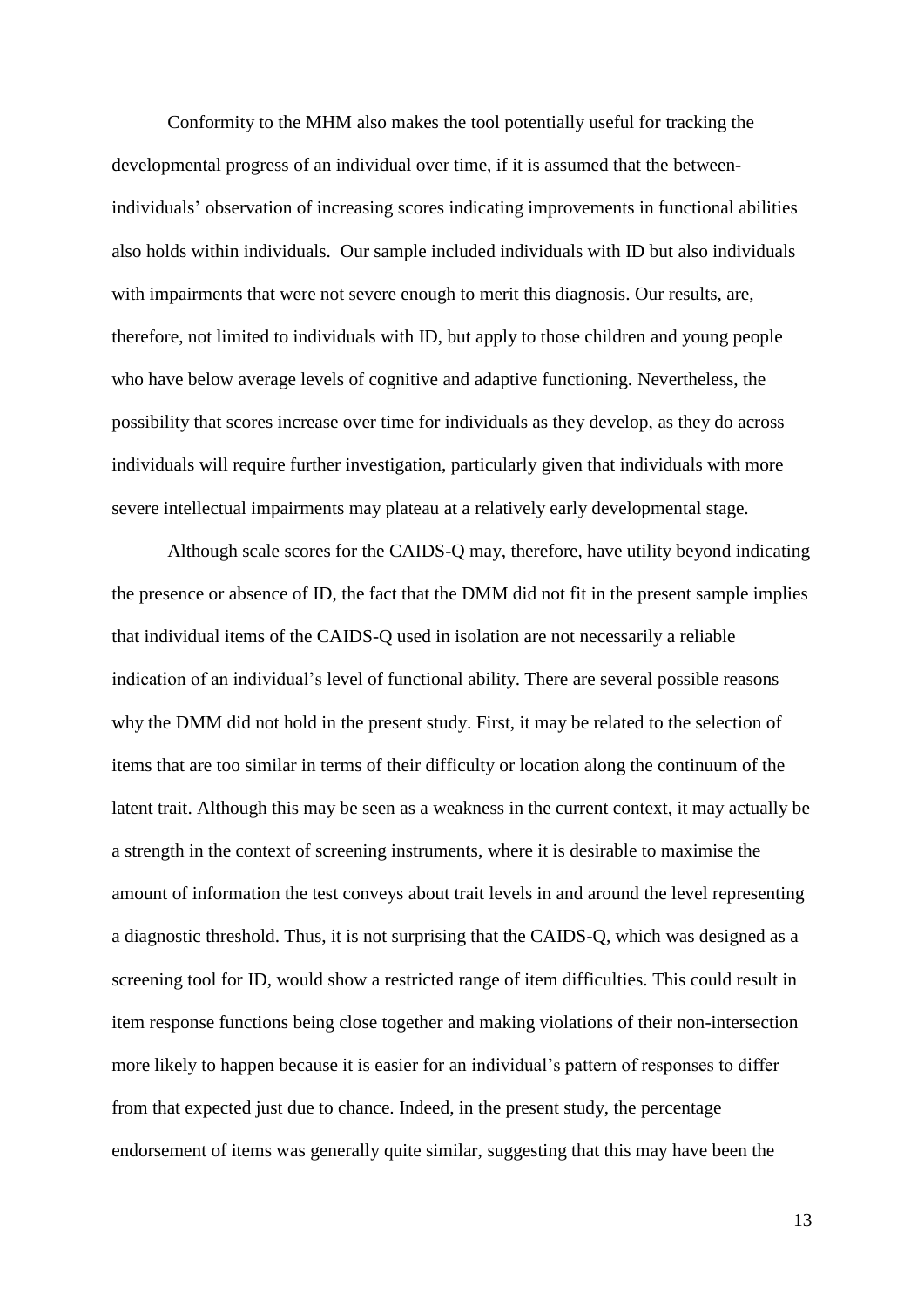Conformity to the MHM also makes the tool potentially useful for tracking the developmental progress of an individual over time, if it is assumed that the between-individuals' observation of increasing scores indicating improvements in functional abilities also holds within individuals. Our sample included individuals with ID but also individuals with impairments that were not severe enough to merit this diagnosis. Our results, are, therefore, not limited to individuals with ID, but apply to those children and young people who have below average levels of cognitive and adaptive functioning. Nevertheless, the possibility that scores increase over time for individuals as they develop, as they do across individuals will require further investigation, particularly given that individuals with more severe intellectual impairments may plateau at a relatively early developmental stage.

Although scale scores for the CAIDS-Q may, therefore, have utility beyond indicating the presence or absence of ID, the fact that the DMM did not fit in the present sample implies that individual items of the CAIDS-Q used in isolation are not necessarily a reliable indication of an individual's level of functional ability. There are several possible reasons why the DMM did not hold in the present study. First, it may be related to the selection of items that are too similar in terms of their difficulty or location along the continuum of the latent trait. Although this may be seen as a weakness in the current context, it may actually be a strength in the context of screening instruments, where it is desirable to maximise the amount of information the test conveys about trait levels in and around the level representing a diagnostic threshold. Thus, it is not surprising that the CAIDS-Q, which was designed as a screening tool for ID, would show a restricted range of item difficulties. This could result in item response functions being close together and making violations of their non-intersection more likely to happen because it is easier for an individual's pattern of responses to differ from that expected just due to chance. Indeed, in the present study, the percentage endorsement of items was generally quite similar, suggesting that this may have been the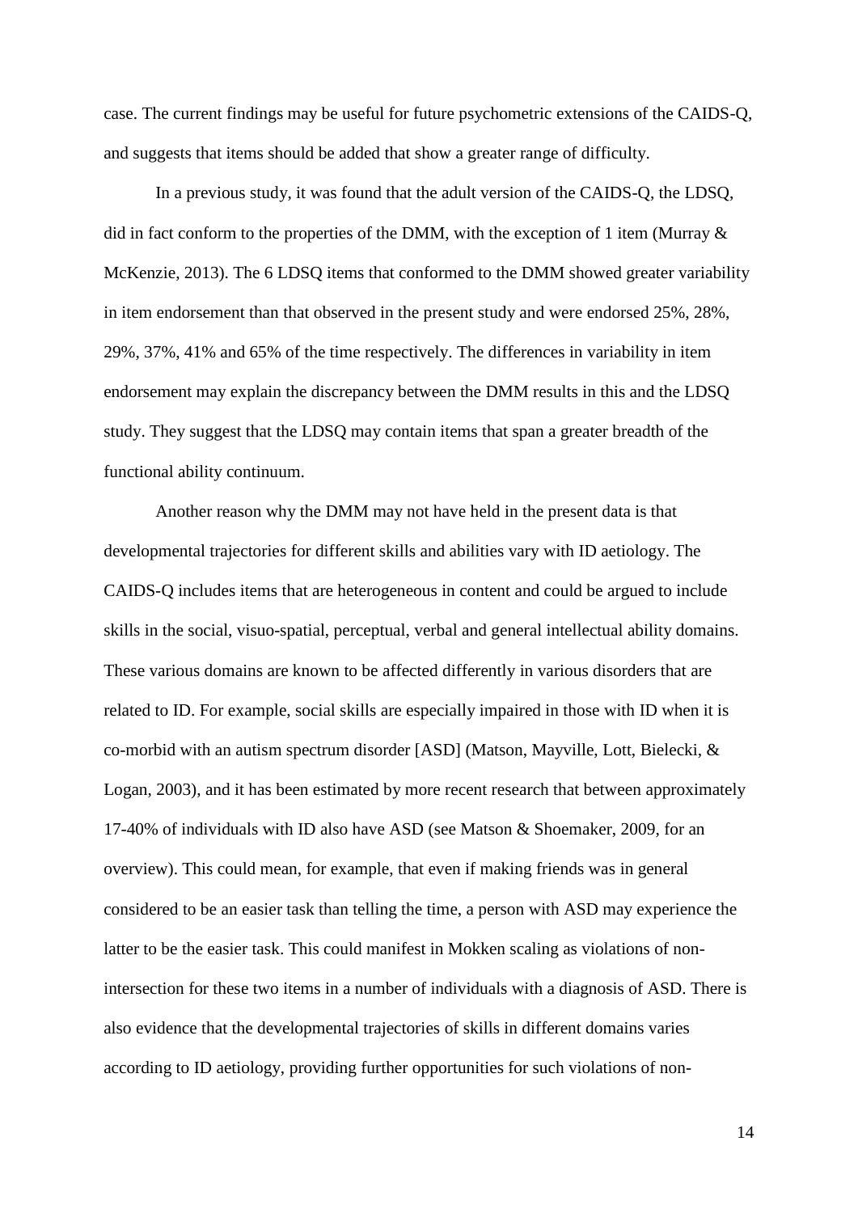case. The current findings may be useful for future psychometric extensions of the CAIDS-Q, and suggests that items should be added that show a greater range of difficulty.

In a previous study, it was found that the adult version of the CAIDS-Q, the LDSQ, did in fact conform to the properties of the DMM, with the exception of 1 item (Murray & McKenzie, 2013). The 6 LDSQ items that conformed to the DMM showed greater variability in item endorsement than that observed in the present study and were endorsed 25%, 28%, 29%, 37%, 41% and 65% of the time respectively. The differences in variability in item endorsement may explain the discrepancy between the DMM results in this and the LDSQ study. They suggest that the LDSQ may contain items that span a greater breadth of the functional ability continuum.

Another reason why the DMM may not have held in the present data is that developmental trajectories for different skills and abilities vary with ID aetiology. The CAIDS-Q includes items that are heterogeneous in content and could be argued to include skills in the social, visuo-spatial, perceptual, verbal and general intellectual ability domains. These various domains are known to be affected differently in various disorders that are related to ID. For example, social skills are especially impaired in those with ID when it is co-morbid with an autism spectrum disorder [ASD] (Matson, Mayville, Lott, Bielecki, & Logan, 2003), and it has been estimated by more recent research that between approximately 17-40% of individuals with ID also have ASD (see Matson & Shoemaker, 2009, for an overview). This could mean, for example, that even if making friends was in general considered to be an easier task than telling the time, a person with ASD may experience the latter to be the easier task. This could manifest in Mokken scaling as violations of non-intersection for these two items in a number of individuals with a diagnosis of ASD. There is also evidence that the developmental trajectories of skills in different domains varies according to ID aetiology, providing further opportunities for such violations of non-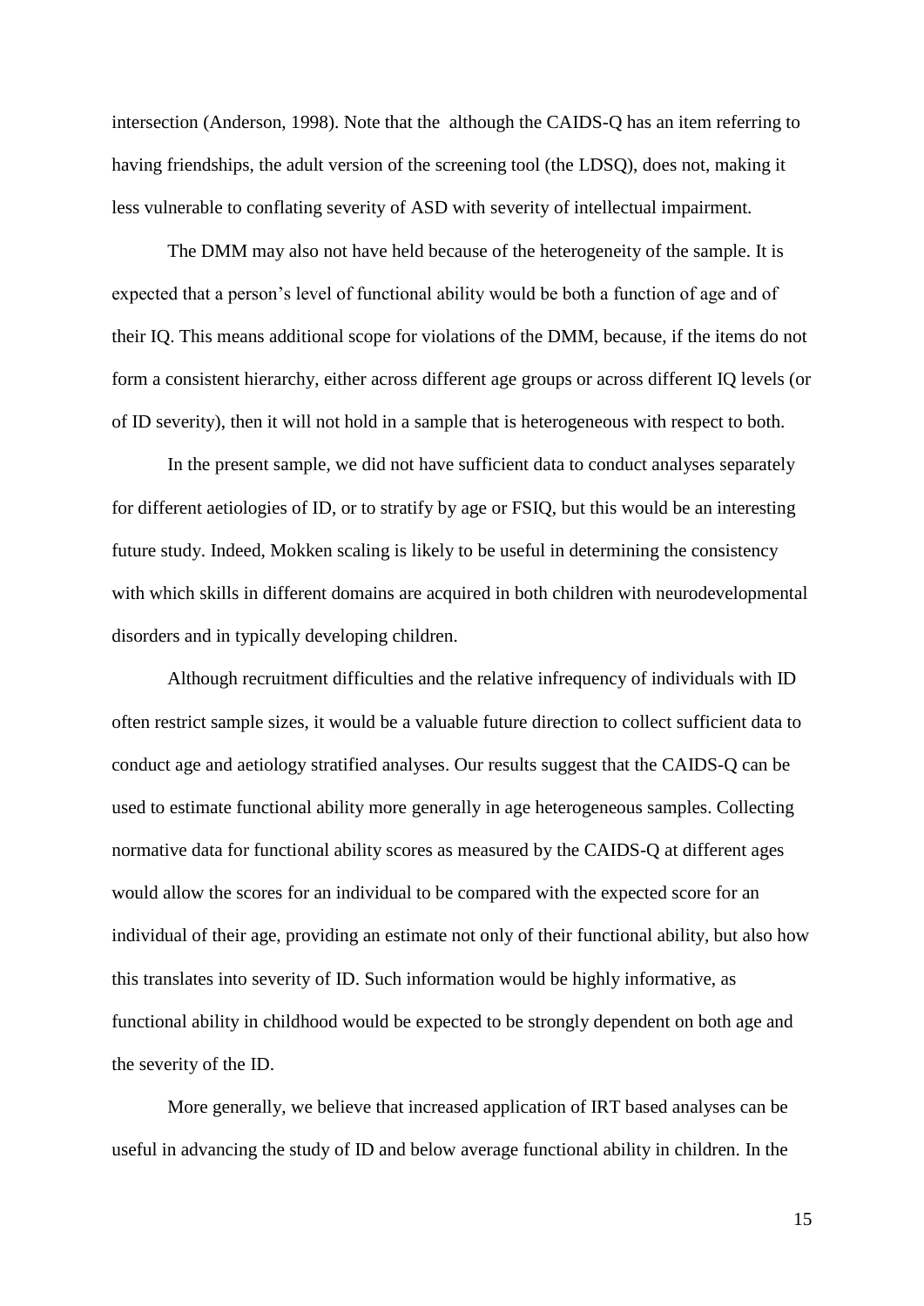intersection (Anderson, 1998). Note that the although the CAIDS-Q has an item referring to having friendships, the adult version of the screening tool (the LDSQ), does not, making it less vulnerable to conflating severity of ASD with severity of intellectual impairment.

The DMM may also not have held because of the heterogeneity of the sample. It is expected that a person's level of functional ability would be both a function of age and of their IQ. This means additional scope for violations of the DMM, because, if the items do not form a consistent hierarchy, either across different age groups or across different IQ levels (or of ID severity), then it will not hold in a sample that is heterogeneous with respect to both.

In the present sample, we did not have sufficient data to conduct analyses separately for different aetiologies of ID, or to stratify by age or FSIQ, but this would be an interesting future study. Indeed, Mokken scaling is likely to be useful in determining the consistency with which skills in different domains are acquired in both children with neurodevelopmental disorders and in typically developing children.

Although recruitment difficulties and the relative infrequency of individuals with ID often restrict sample sizes, it would be a valuable future direction to collect sufficient data to conduct age and aetiology stratified analyses. Our results suggest that the CAIDS-Q can be used to estimate functional ability more generally in age heterogeneous samples. Collecting normative data for functional ability scores as measured by the CAIDS-Q at different ages would allow the scores for an individual to be compared with the expected score for an individual of their age, providing an estimate not only of their functional ability, but also how this translates into severity of ID. Such information would be highly informative, as functional ability in childhood would be expected to be strongly dependent on both age and the severity of the ID.

More generally, we believe that increased application of IRT based analyses can be useful in advancing the study of ID and below average functional ability in children. In the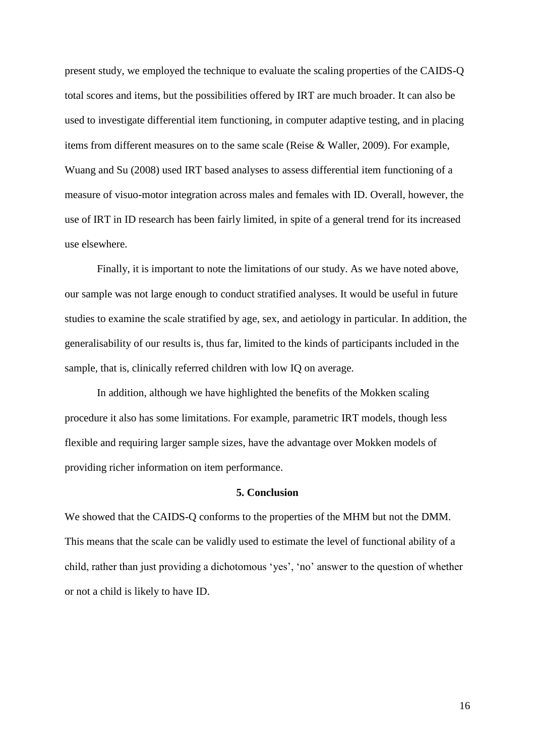present study, we employed the technique to evaluate the scaling properties of the CAIDS-Q total scores and items, but the possibilities offered by IRT are much broader. It can also be used to investigate differential item functioning, in computer adaptive testing, and in placing items from different measures on to the same scale (Reise & Waller, 2009). For example, Wuang and Su (2008) used IRT based analyses to assess differential item functioning of a measure of visuo-motor integration across males and females with ID. Overall, however, the use of IRT in ID research has been fairly limited, in spite of a general trend for its increased use elsewhere.

Finally, it is important to note the limitations of our study. As we have noted above, our sample was not large enough to conduct stratified analyses. It would be useful in future studies to examine the scale stratified by age, sex, and aetiology in particular. In addition, the generalisability of our results is, thus far, limited to the kinds of participants included in the sample, that is, clinically referred children with low IQ on average.

In addition, although we have highlighted the benefits of the Mokken scaling procedure it also has some limitations. For example, parametric IRT models, though less flexible and requiring larger sample sizes, have the advantage over Mokken models of providing richer information on item performance.

## 5. Conclusion

We showed that the CAIDS-Q conforms to the properties of the MHM but not the DMM. This means that the scale can be validly used to estimate the level of functional ability of a child, rather than just providing a dichotomous 'yes', 'no' answer to the question of whether or not a child is likely to have ID.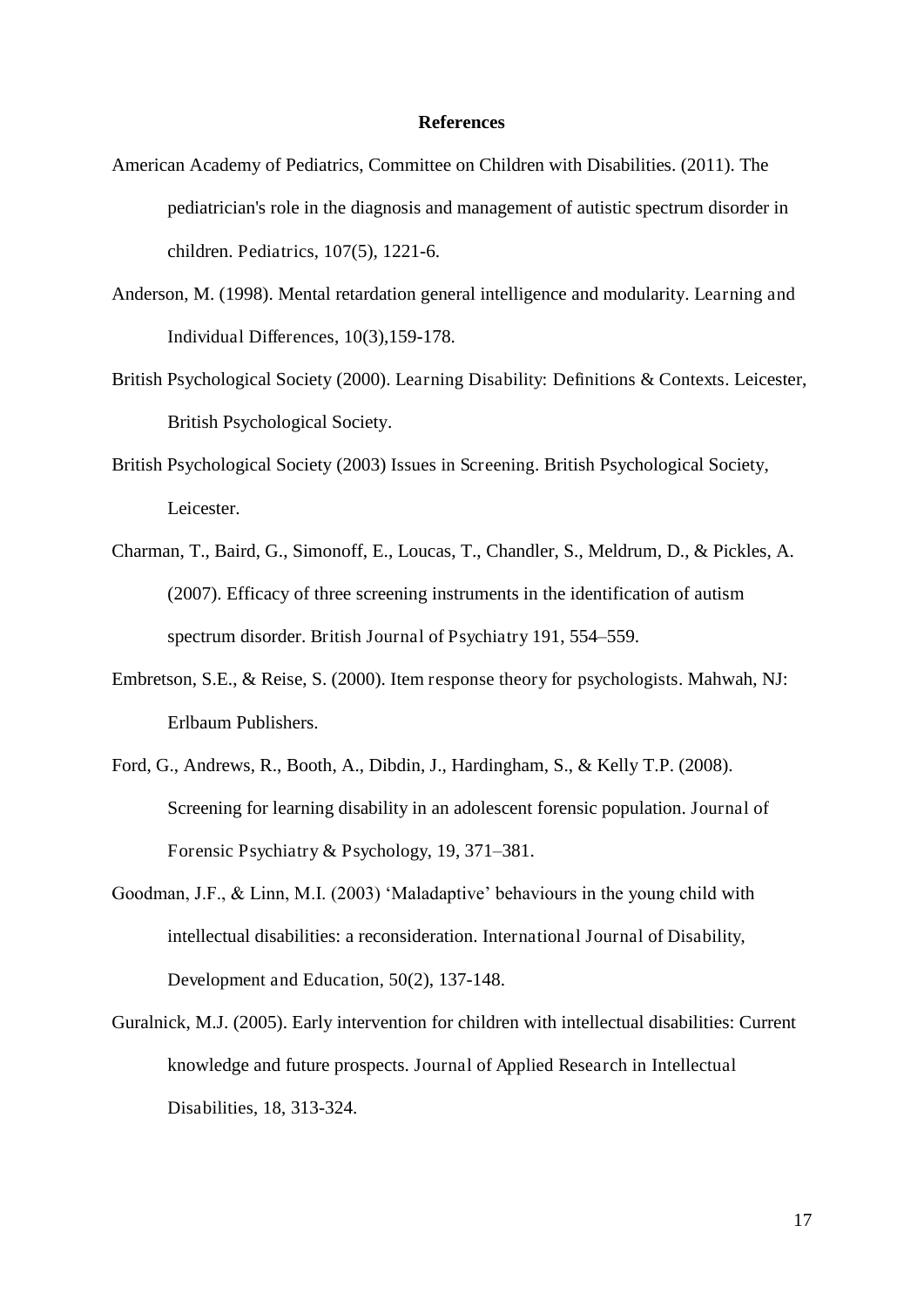## References

American Academy of Pediatrics, Committee on Children with Disabilities. (2011). The pediatrician's role in the diagnosis and management of autistic spectrum disorder in children. Pediatrics, 107(5), 1221-6.

Anderson, M. (1998). Mental retardation general intelligence and modularity. Learning and Individual Differences, 10(3),159-178.

British Psychological Society (2000). Learning Disability: Definitions & Contexts. Leicester, British Psychological Society.

British Psychological Society (2003) Issues in Screening. British Psychological Society, Leicester.

Charman, T., Baird, G., Simonoff, E., Loucas, T., Chandler, S., Meldrum, D., & Pickles, A. (2007). Efficacy of three screening instruments in the identification of autism spectrum disorder. British Journal of Psychiatry 191, 554–559.

Embretson, S.E., & Reise, S. (2000). Item response theory for psychologists. Mahwah, NJ: Erlbaum Publishers.

Ford, G., Andrews, R., Booth, A., Dibdin, J., Hardingham, S., & Kelly T.P. (2008). Screening for learning disability in an adolescent forensic population. Journal of Forensic Psychiatry & Psychology, 19, 371–381.

Goodman, J.F., & Linn, M.I. (2003) 'Maladaptive' behaviours in the young child with intellectual disabilities: a reconsideration. International Journal of Disability, Development and Education, 50(2), 137-148.

Guralnick, M.J. (2005). Early intervention for children with intellectual disabilities: Current knowledge and future prospects. Journal of Applied Research in Intellectual Disabilities, 18, 313-324.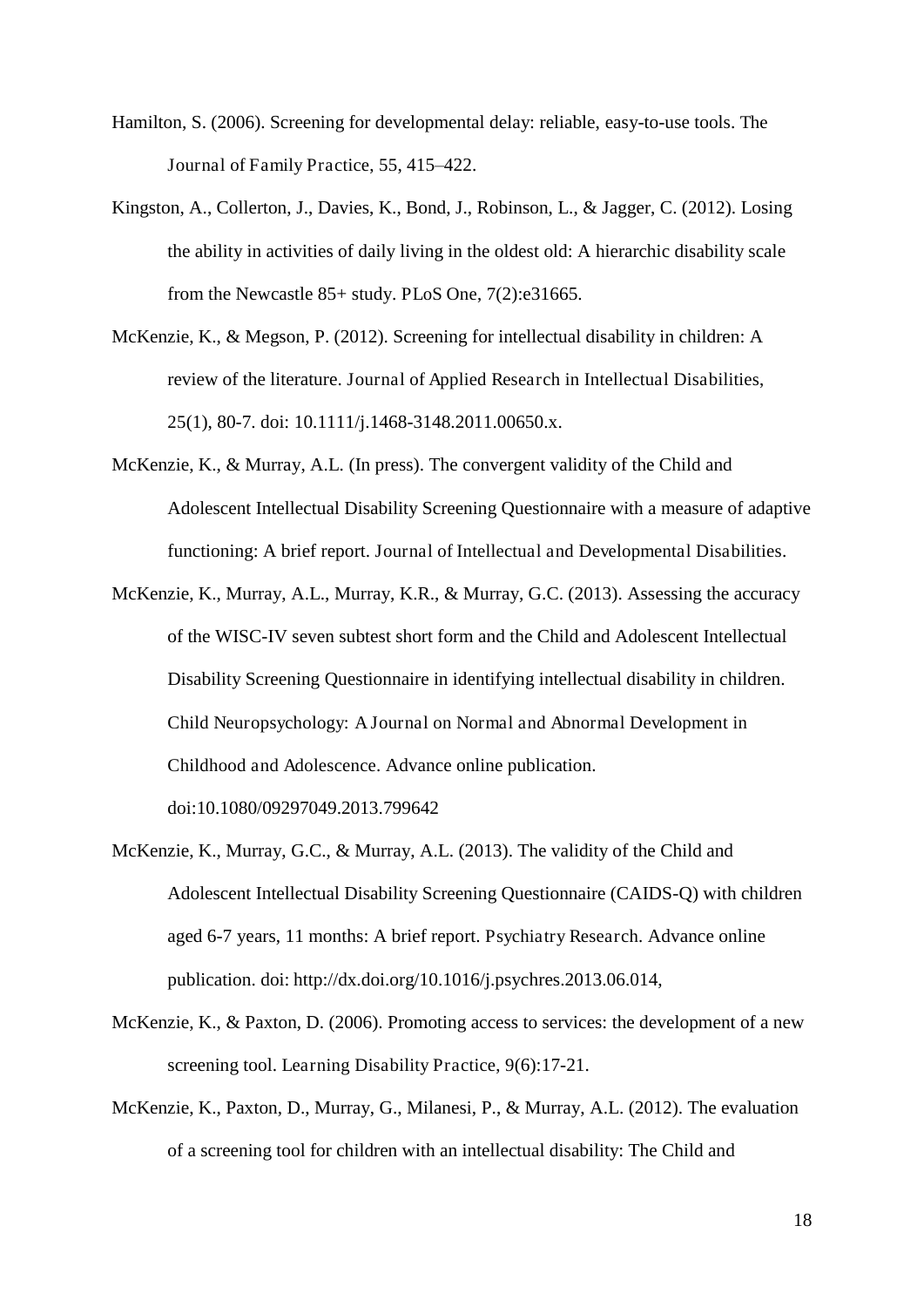Hamilton, S. (2006). Screening for developmental delay: reliable, easy-to-use tools. The Journal of Family Practice, 55, 415–422.

Kingston, A., Collerton, J., Davies, K., Bond, J., Robinson, L., & Jagger, C. (2012). Losing the ability in activities of daily living in the oldest old: A hierarchic disability scale from the Newcastle 85+ study. PLoS One, 7(2):e31665.

McKenzie, K., & Megson, P. (2012). Screening for intellectual disability in children: A review of the literature. Journal of Applied Research in Intellectual Disabilities, 25(1), 80-7. doi: 10.1111/j.1468-3148.2011.00650.x.

McKenzie, K., & Murray, A.L. (In press). The convergent validity of the Child and Adolescent Intellectual Disability Screening Questionnaire with a measure of adaptive functioning: A brief report. Journal of Intellectual and Developmental Disabilities.

McKenzie, K., Murray, A.L., Murray, K.R., & Murray, G.C. (2013). Assessing the accuracy of the WISC-IV seven subtest short form and the Child and Adolescent Intellectual Disability Screening Questionnaire in identifying intellectual disability in children. Child Neuropsychology: A Journal on Normal and Abnormal Development in Childhood and Adolescence. Advance online publication. doi:10.1080/09297049.2013.799642

McKenzie, K., Murray, G.C., & Murray, A.L. (2013). The validity of the Child and Adolescent Intellectual Disability Screening Questionnaire (CAIDS-Q) with children aged 6-7 years, 11 months: A brief report. Psychiatry Research. Advance online publication. doi: http://dx.doi.org/10.1016/j.psychres.2013.06.014,

McKenzie, K., & Paxton, D. (2006). Promoting access to services: the development of a new screening tool. Learning Disability Practice, 9(6):17-21.

McKenzie, K., Paxton, D., Murray, G., Milanesi, P., & Murray, A.L. (2012). The evaluation of a screening tool for children with an intellectual disability: The Child and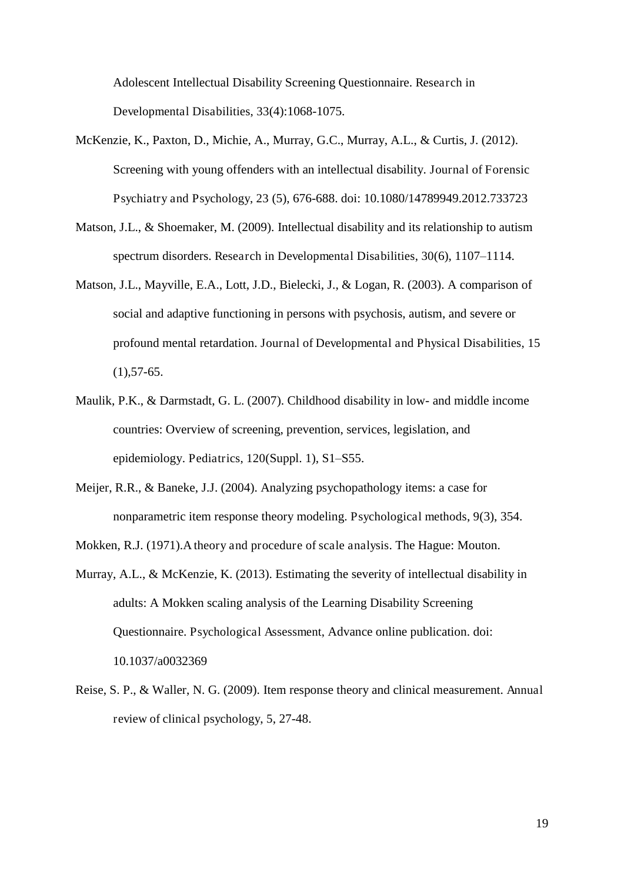Adolescent Intellectual Disability Screening Questionnaire. *Research in Developmental Disabilities*, 33(4):1068-1075.

McKenzie, K., Paxton, D., Michie, A., Murray, G.C., Murray, A.L., & Curtis, J. (2012). Screening with young offenders with an intellectual disability. *Journal of Forensic Psychiatry and Psychology*, 23 (5), 676-688. doi: 10.1080/14789949.2012.733723

Matson, J.L., & Shoemaker, M. (2009). Intellectual disability and its relationship to autism spectrum disorders. *Research in Developmental Disabilities*, 30(6), 1107–1114.

Matson, J.L., Mayville, E.A., Lott, J.D., Bielecki, J., & Logan, R. (2003). A comparison of social and adaptive functioning in persons with psychosis, autism, and severe or profound mental retardation. *Journal of Developmental and Physical Disabilities*, 15 (1),57-65.

Maulik, P.K., & Darmstadt, G. L. (2007). Childhood disability in low- and middle income countries: Overview of screening, prevention, services, legislation, and epidemiology. *Pediatrics*, 120(Suppl. 1), S1–S55.

Meijer, R.R., & Baneke, J.J. (2004). Analyzing psychopathology items: a case for nonparametric item response theory modeling. *Psychological methods*, 9(3), 354.

Mokken, R.J. (1971).*A theory and procedure of scale analysis*. The Hague: Mouton.

Murray, A.L., & McKenzie, K. (2013). Estimating the severity of intellectual disability in adults: A Mokken scaling analysis of the Learning Disability Screening Questionnaire. *Psychological Assessment*, Advance online publication. doi: 10.1037/a0032369

Reise, S. P., & Waller, N. G. (2009). Item response theory and clinical measurement. *Annual review of clinical psychology*, 5, 27-48.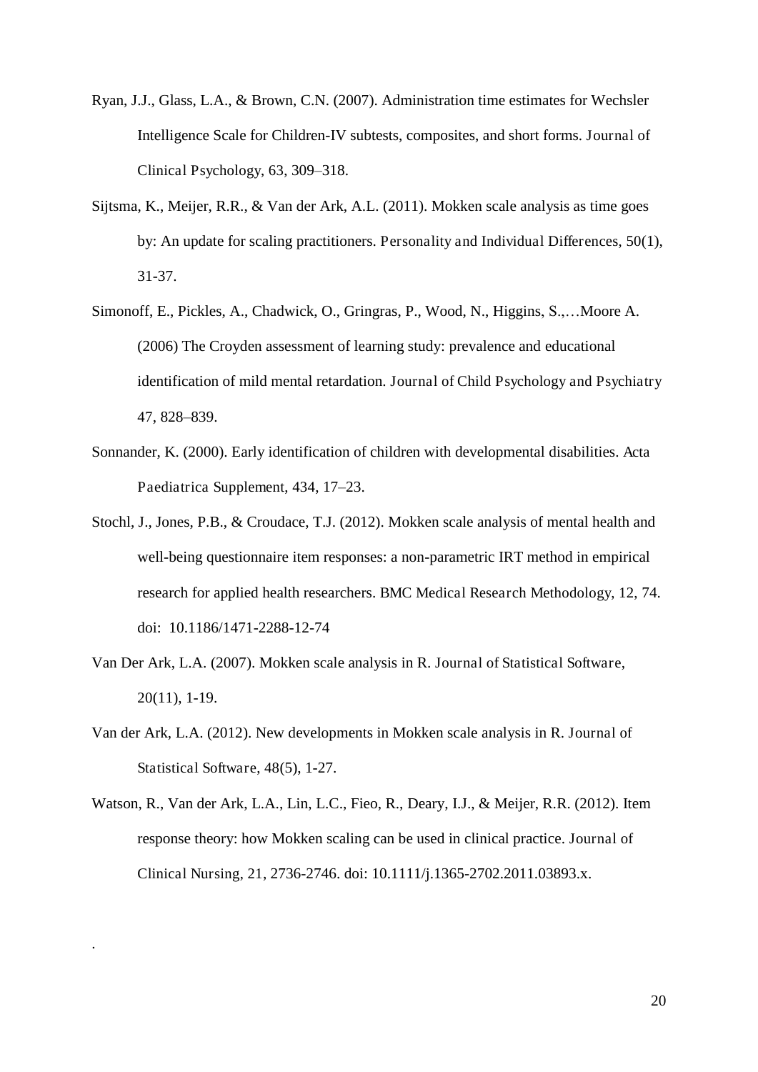Ryan, J.J., Glass, L.A., & Brown, C.N. (2007). Administration time estimates for Wechsler Intelligence Scale for Children-IV subtests, composites, and short forms. Journal of Clinical Psychology, 63, 309–318.

Sijtsma, K., Meijer, R.R., & Van der Ark, A.L. (2011). Mokken scale analysis as time goes by: An update for scaling practitioners. Personality and Individual Differences, 50(1), 31-37.

Simonoff, E., Pickles, A., Chadwick, O., Gringras, P., Wood, N., Higgins, S.,…Moore A. (2006) The Croyden assessment of learning study: prevalence and educational identification of mild mental retardation. Journal of Child Psychology and Psychiatry 47, 828–839.

Sonnander, K. (2000). Early identification of children with developmental disabilities. Acta Paediatrica Supplement, 434, 17–23.

Stochl, J., Jones, P.B., & Croudace, T.J. (2012). Mokken scale analysis of mental health and well-being questionnaire item responses: a non-parametric IRT method in empirical research for applied health researchers. BMC Medical Research Methodology, 12, 74. doi: 10.1186/1471-2288-12-74

Van Der Ark, L.A. (2007). Mokken scale analysis in R. Journal of Statistical Software, 20(11), 1-19.

Van der Ark, L.A. (2012). New developments in Mokken scale analysis in R. Journal of Statistical Software, 48(5), 1-27.

Watson, R., Van der Ark, L.A., Lin, L.C., Fieo, R., Deary, I.J., & Meijer, R.R. (2012). Item response theory: how Mokken scaling can be used in clinical practice. Journal of Clinical Nursing, 21, 2736-2746. doi: 10.1111/j.1365-2702.2011.03893.x.

.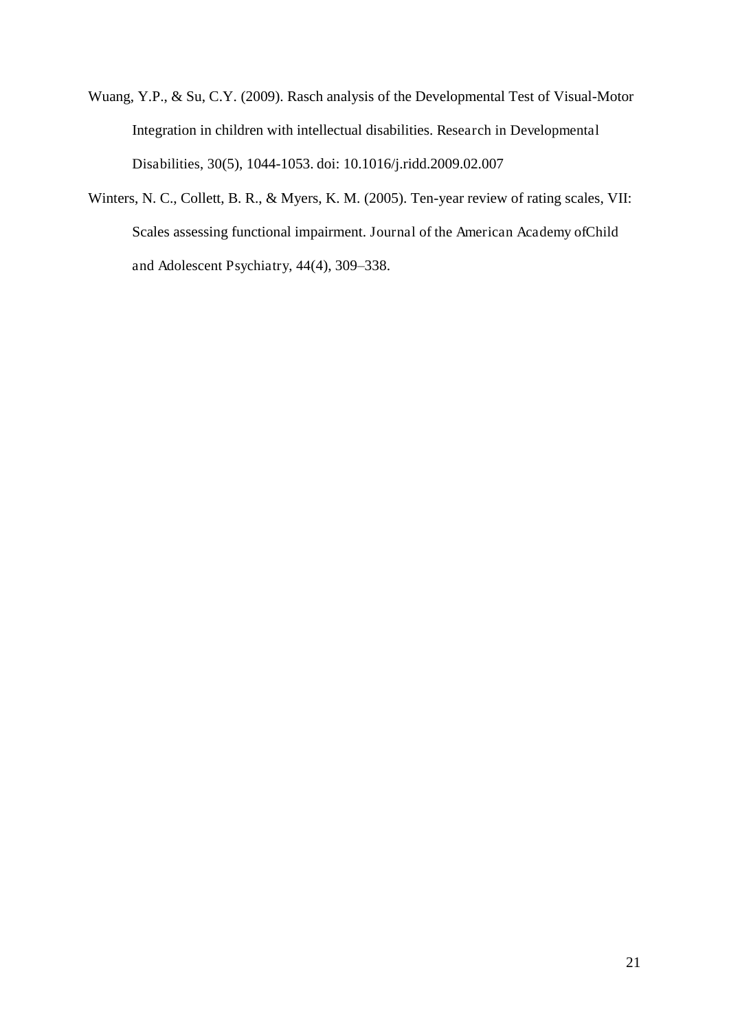Wuang, Y.P., & Su, C.Y. (2009). Rasch analysis of the Developmental Test of Visual-Motor Integration in children with intellectual disabilities. Research in Developmental Disabilities, 30(5), 1044-1053. doi: 10.1016/j.ridd.2009.02.007

Winters, N. C., Collett, B. R., & Myers, K. M. (2005). Ten-year review of rating scales, VII: Scales assessing functional impairment. Journal of the American Academy ofChild and Adolescent Psychiatry, 44(4), 309–338.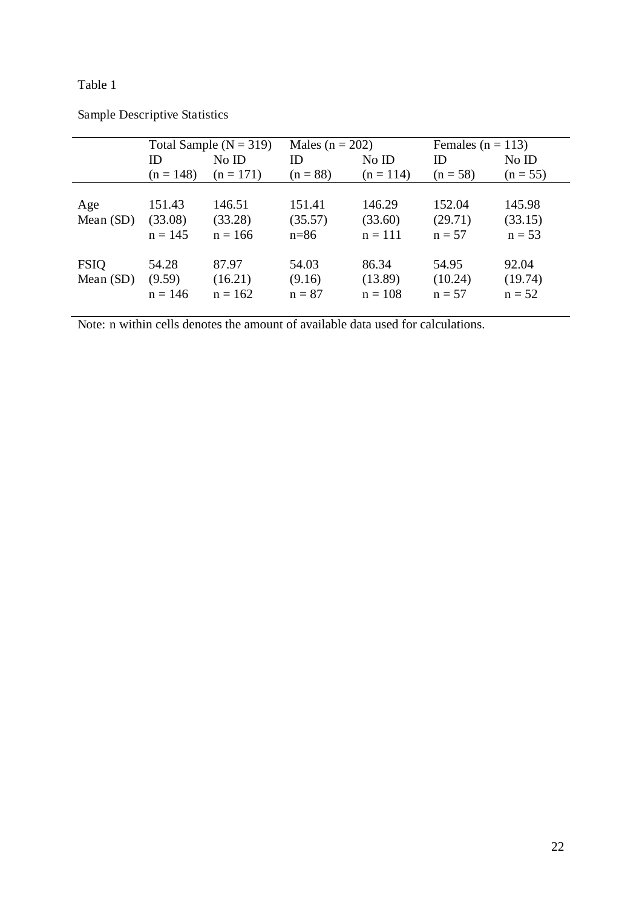Table 1

Sample Descriptive Statistics

| | Total Sample (N = 319) | | Males (n = 202) | | Females (n = 113) | |
|---|---|---|---|---|---|---|
| | ID (n = 148) | No ID (n = 171) | ID (n = 88) | No ID (n = 114) | ID (n = 58) | No ID (n = 55) |
| Age Mean (SD) | 151.43 (33.08) n = 145 | 146.51 (33.28) n = 166 | 151.41 (35.57) n=86 | 146.29 (33.60) n = 111 | 152.04 (29.71) n = 57 | 145.98 (33.15) n = 53 |
| FSIQ Mean (SD) | 54.28 (9.59) n = 146 | 87.97 (16.21) n = 162 | 54.03 (9.16) n = 87 | 86.34 (13.89) n = 108 | 54.95 (10.24) n = 57 | 92.04 (19.74) n = 52 |

Note: n within cells denotes the amount of available data used for calculations.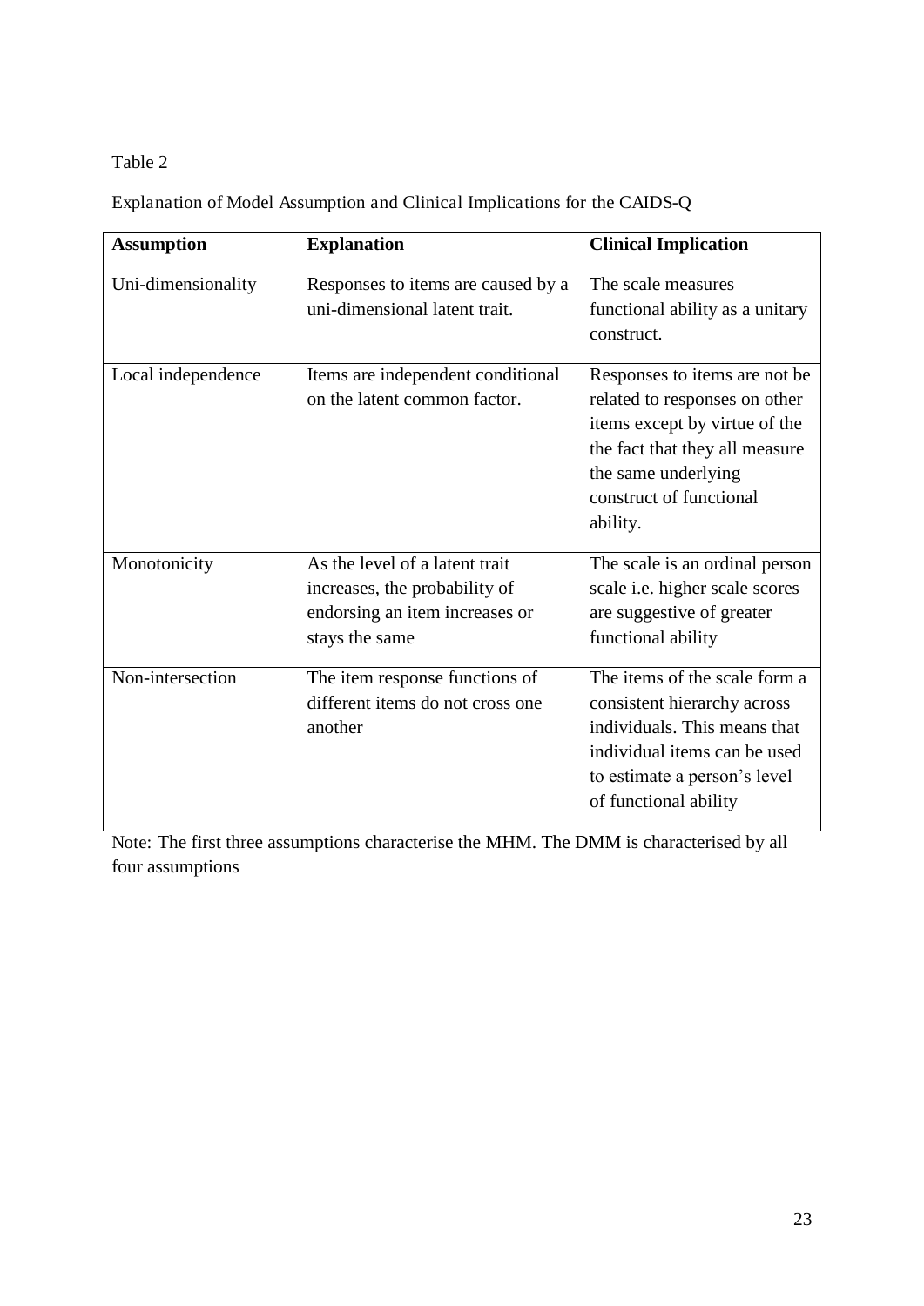Table 2

Explanation of Model Assumption and Clinical Implications for the CAIDS-Q

| **Assumption** | **Explanation** | **Clinical Implication** |
| --- | --- | --- |
| Uni-dimensionality | Responses to items are caused by a uni-dimensional latent trait. | The scale measures functional ability as a unitary construct. |
| Local independence | Items are independent conditional on the latent common factor. | Responses to items are not be related to responses on other items except by virtue of the the fact that they all measure the same underlying construct of functional ability. |
| Monotonicity | As the level of a latent trait increases, the probability of endorsing an item increases or stays the same | The scale is an ordinal person scale i.e. higher scale scores are suggestive of greater functional ability |
| Non-intersection | The item response functions of different items do not cross one another | The items of the scale form a consistent hierarchy across individuals. This means that individual items can be used to estimate a person's level of functional ability |

Note: The first three assumptions characterise the MHM. The DMM is characterised by all four assumptions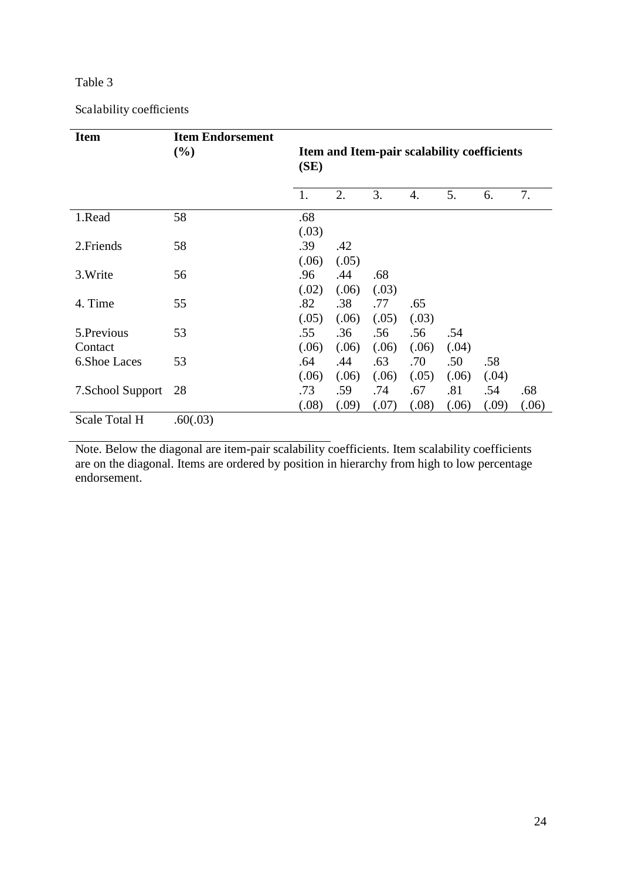Table 3

Scalability coefficients

| Item | Item Endorsement (%) | Item and Item-pair scalability coefficients (SE) | | | | | | |
|---|---|---|---|---|---|---|---|---|
| | | 1. | 2. | 3. | 4. | 5. | 6. | 7. |
| 1.Read | 58 | .68 (.03) | | | | | | |
| 2.Friends | 58 | .39 (.06) | .42 (.05) | | | | | |
| 3.Write | 56 | .96 (.02) | .44 (.06) | .68 (.03) | | | | |
| 4. Time | 55 | .82 (.05) | .38 (.06) | .77 (.05) | .65 (.03) | | | |
| 5.Previous Contact | 53 | .55 (.06) | .36 (.06) | .56 (.06) | .56 (.06) | .54 (.04) | | |
| 6.Shoe Laces | 53 | .64 (.06) | .44 (.06) | .63 (.06) | .70 (.05) | .50 (.06) | .58 (.04) | |
| 7.School Support | 28 | .73 (.08) | .59 (.09) | .74 (.07) | .67 (.08) | .81 (.06) | .54 (.09) | .68 (.06) |
| Scale Total H | .60(.03) | | | | | | | |

Note. Below the diagonal are item-pair scalability coefficients. Item scalability coefficients are on the diagonal. Items are ordered by position in hierarchy from high to low percentage endorsement.